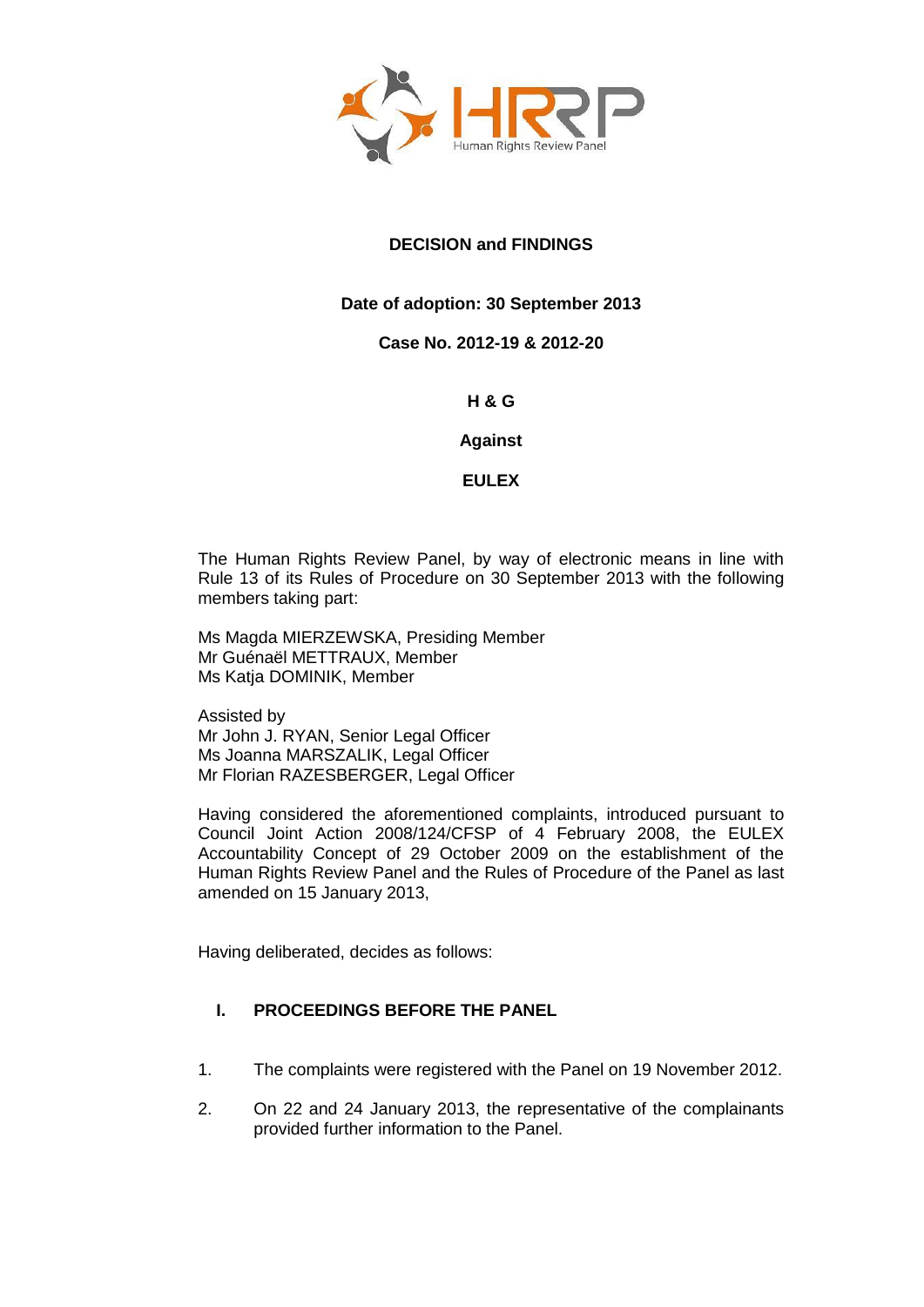**DECISION and FINDINGS**

**Date of adoption: 30 September 2013**

**Case No. 2012-19 & 2012-20**

**H & G**

**Against**

**EULEX**

The Human Rights Review Panel, by way of electronic means in line with Rule 13 of its Rules of Procedure on 30 September 2013 with the following members taking part:

Ms Magda MIERZEWSKA, Presiding Member
Mr Guénaël METTRAUX, Member
Ms Katja DOMINIK, Member

Assisted by
Mr John J. RYAN, Senior Legal Officer
Ms Joanna MARSZALIK, Legal Officer
Mr Florian RAZESBERGER, Legal Officer

Having considered the aforementioned complaints, introduced pursuant to Council Joint Action 2008/124/CFSP of 4 February 2008, the EULEX Accountability Concept of 29 October 2009 on the establishment of the Human Rights Review Panel and the Rules of Procedure of the Panel as last amended on 15 January 2013,

Having deliberated, decides as follows:

## I. PROCEEDINGS BEFORE THE PANEL

1. The complaints were registered with the Panel on 19 November 2012.

2. On 22 and 24 January 2013, the representative of the complainants provided further information to the Panel.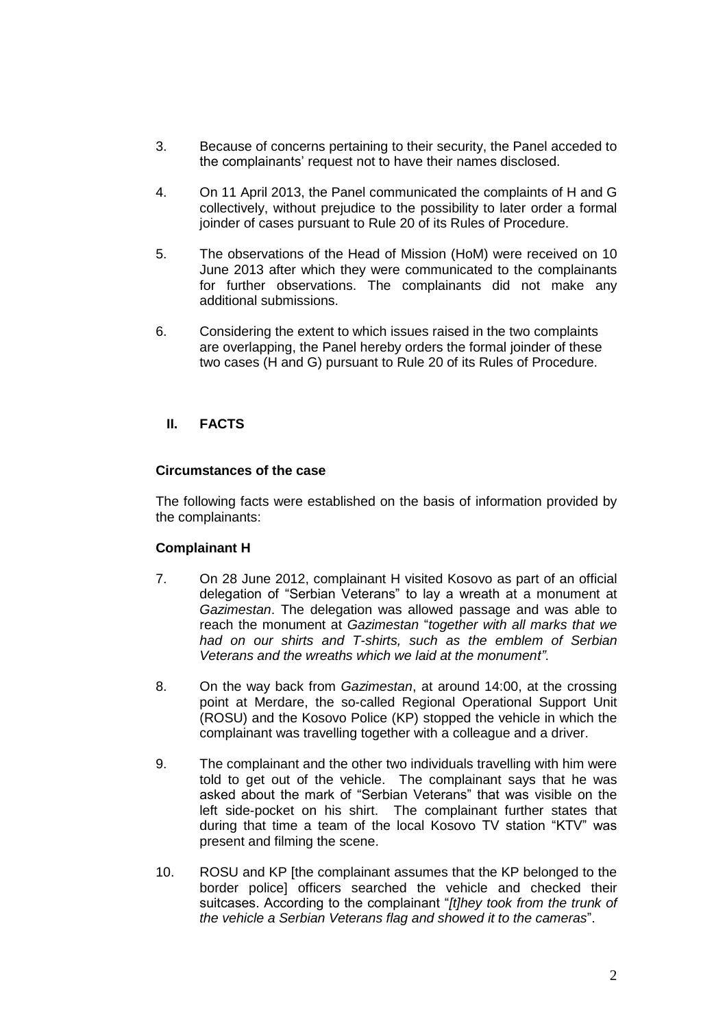3. Because of concerns pertaining to their security, the Panel acceded to the complainants' request not to have their names disclosed.

4. On 11 April 2013, the Panel communicated the complaints of H and G collectively, without prejudice to the possibility to later order a formal joinder of cases pursuant to Rule 20 of its Rules of Procedure.

5. The observations of the Head of Mission (HoM) were received on 10 June 2013 after which they were communicated to the complainants for further observations. The complainants did not make any additional submissions.

6. Considering the extent to which issues raised in the two complaints are overlapping, the Panel hereby orders the formal joinder of these two cases (H and G) pursuant to Rule 20 of its Rules of Procedure.

## II. FACTS

### Circumstances of the case

The following facts were established on the basis of information provided by the complainants:

### Complainant H

7. On 28 June 2012, complainant H visited Kosovo as part of an official delegation of "Serbian Veterans" to lay a wreath at a monument at *Gazimestan*. The delegation was allowed passage and was able to reach the monument at *Gazimestan* "*together with all marks that we had on our shirts and T-shirts, such as the emblem of Serbian Veterans and the wreaths which we laid at the monument"*.

8. On the way back from *Gazimestan*, at around 14:00, at the crossing point at Merdare, the so-called Regional Operational Support Unit (ROSU) and the Kosovo Police (KP) stopped the vehicle in which the complainant was travelling together with a colleague and a driver.

9. The complainant and the other two individuals travelling with him were told to get out of the vehicle. The complainant says that he was asked about the mark of "Serbian Veterans" that was visible on the left side-pocket on his shirt. The complainant further states that during that time a team of the local Kosovo TV station "KTV" was present and filming the scene.

10. ROSU and KP [the complainant assumes that the KP belonged to the border police] officers searched the vehicle and checked their suitcases. According to the complainant "*[t]hey took from the trunk of the vehicle a Serbian Veterans flag and showed it to the cameras*".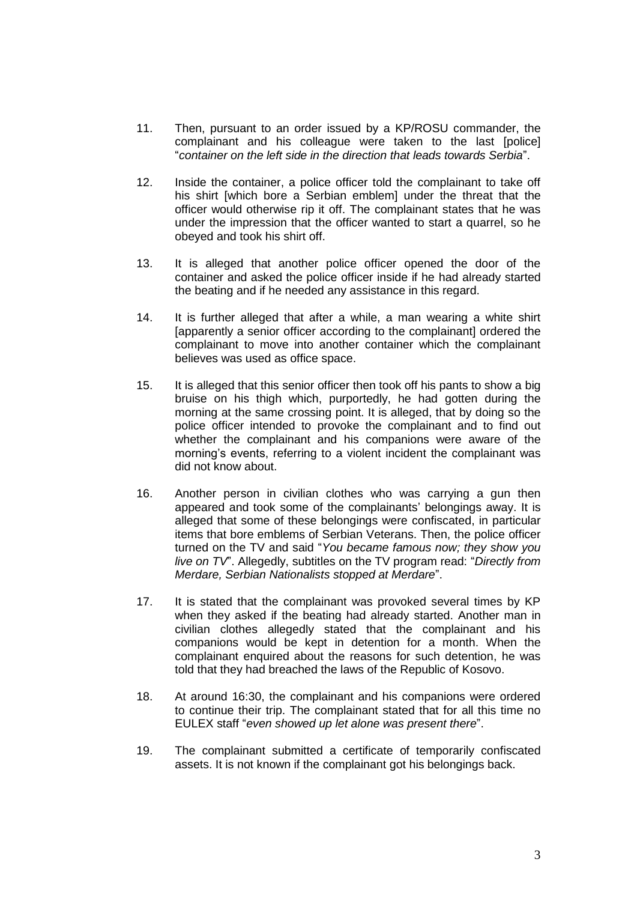11. Then, pursuant to an order issued by a KP/ROSU commander, the complainant and his colleague were taken to the last [police] "*container on the left side in the direction that leads towards Serbia*".

12. Inside the container, a police officer told the complainant to take off his shirt [which bore a Serbian emblem] under the threat that the officer would otherwise rip it off. The complainant states that he was under the impression that the officer wanted to start a quarrel, so he obeyed and took his shirt off.

13. It is alleged that another police officer opened the door of the container and asked the police officer inside if he had already started the beating and if he needed any assistance in this regard.

14. It is further alleged that after a while, a man wearing a white shirt [apparently a senior officer according to the complainant] ordered the complainant to move into another container which the complainant believes was used as office space.

15. It is alleged that this senior officer then took off his pants to show a big bruise on his thigh which, purportedly, he had gotten during the morning at the same crossing point. It is alleged, that by doing so the police officer intended to provoke the complainant and to find out whether the complainant and his companions were aware of the morning's events, referring to a violent incident the complainant was did not know about.

16. Another person in civilian clothes who was carrying a gun then appeared and took some of the complainants' belongings away. It is alleged that some of these belongings were confiscated, in particular items that bore emblems of Serbian Veterans. Then, the police officer turned on the TV and said "*You became famous now; they show you live on TV*". Allegedly, subtitles on the TV program read: "*Directly from Merdare, Serbian Nationalists stopped at Merdare*".

17. It is stated that the complainant was provoked several times by KP when they asked if the beating had already started. Another man in civilian clothes allegedly stated that the complainant and his companions would be kept in detention for a month. When the complainant enquired about the reasons for such detention, he was told that they had breached the laws of the Republic of Kosovo.

18. At around 16:30, the complainant and his companions were ordered to continue their trip. The complainant stated that for all this time no EULEX staff "*even showed up let alone was present there*".

19. The complainant submitted a certificate of temporarily confiscated assets. It is not known if the complainant got his belongings back.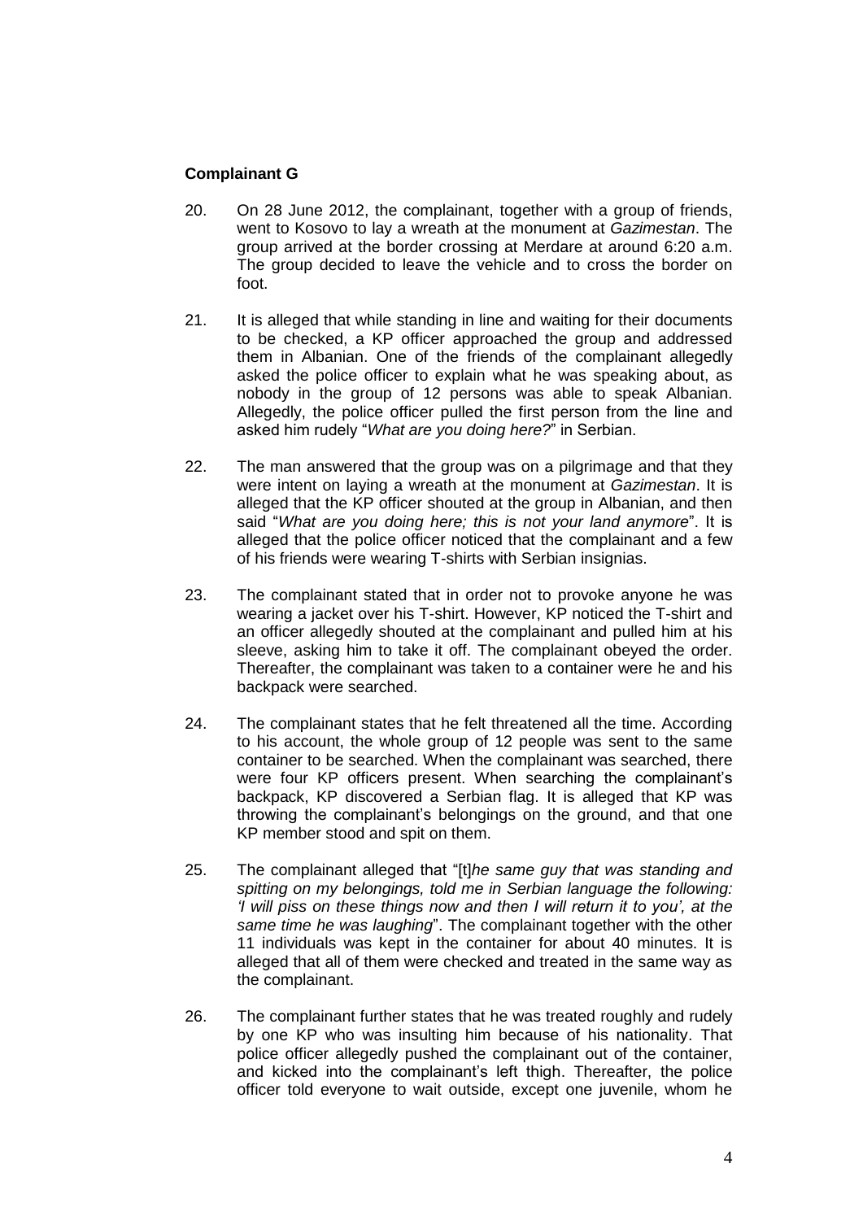**Complainant G**

20. On 28 June 2012, the complainant, together with a group of friends, went to Kosovo to lay a wreath at the monument at *Gazimestan*. The group arrived at the border crossing at Merdare at around 6:20 a.m. The group decided to leave the vehicle and to cross the border on foot.

21. It is alleged that while standing in line and waiting for their documents to be checked, a KP officer approached the group and addressed them in Albanian. One of the friends of the complainant allegedly asked the police officer to explain what he was speaking about, as nobody in the group of 12 persons was able to speak Albanian. Allegedly, the police officer pulled the first person from the line and asked him rudely "*What are you doing here?*" in Serbian.

22. The man answered that the group was on a pilgrimage and that they were intent on laying a wreath at the monument at *Gazimestan*. It is alleged that the KP officer shouted at the group in Albanian, and then said "*What are you doing here; this is not your land anymore*". It is alleged that the police officer noticed that the complainant and a few of his friends were wearing T-shirts with Serbian insignias.

23. The complainant stated that in order not to provoke anyone he was wearing a jacket over his T-shirt. However, KP noticed the T-shirt and an officer allegedly shouted at the complainant and pulled him at his sleeve, asking him to take it off. The complainant obeyed the order. Thereafter, the complainant was taken to a container were he and his backpack were searched.

24. The complainant states that he felt threatened all the time. According to his account, the whole group of 12 people was sent to the same container to be searched. When the complainant was searched, there were four KP officers present. When searching the complainant's backpack, KP discovered a Serbian flag. It is alleged that KP was throwing the complainant's belongings on the ground, and that one KP member stood and spit on them.

25. The complainant alleged that "[t]*he same guy that was standing and spitting on my belongings, told me in Serbian language the following: 'I will piss on these things now and then I will return it to you', at the same time he was laughing*". The complainant together with the other 11 individuals was kept in the container for about 40 minutes. It is alleged that all of them were checked and treated in the same way as the complainant.

26. The complainant further states that he was treated roughly and rudely by one KP who was insulting him because of his nationality. That police officer allegedly pushed the complainant out of the container, and kicked into the complainant's left thigh. Thereafter, the police officer told everyone to wait outside, except one juvenile, whom he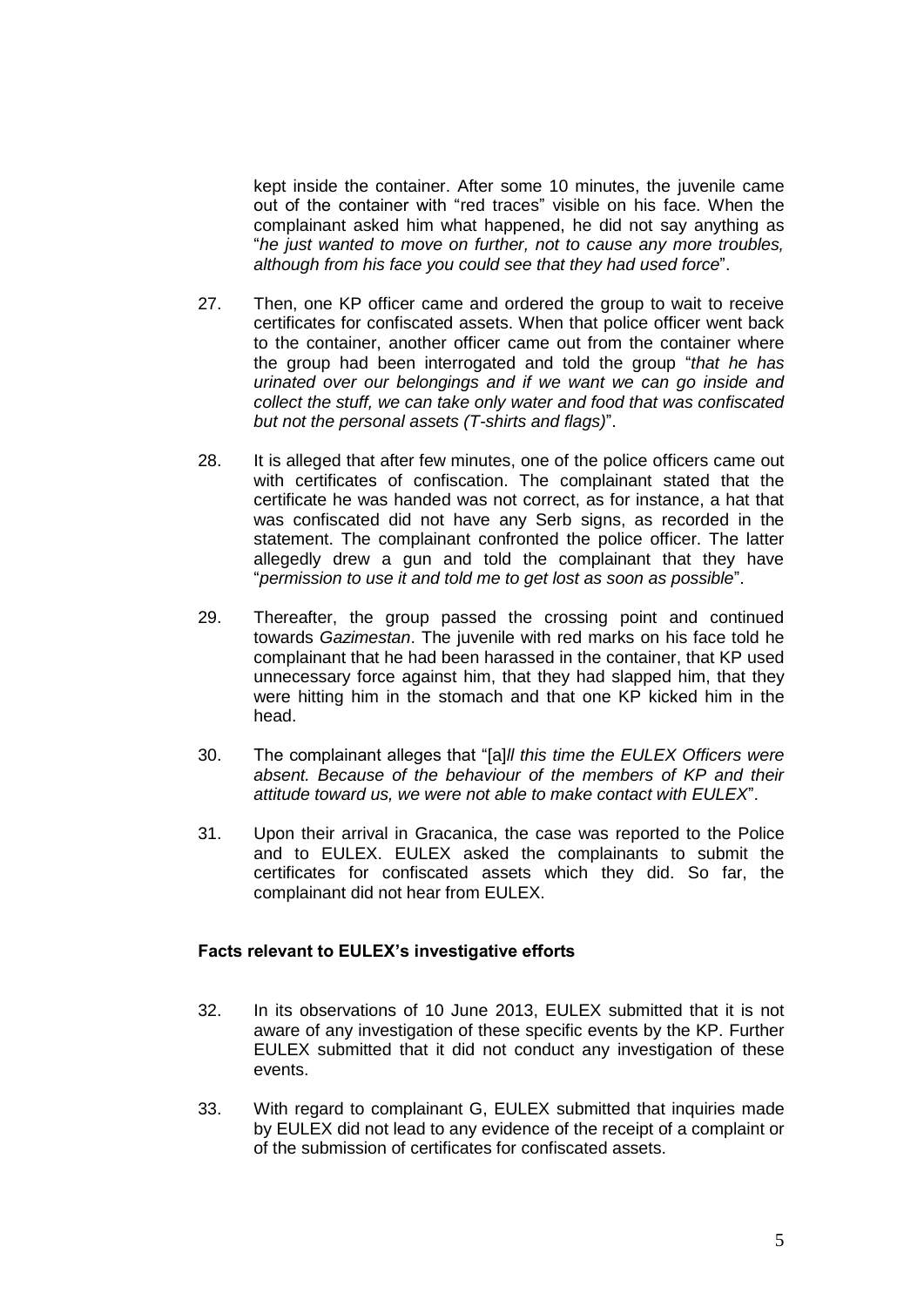kept inside the container. After some 10 minutes, the juvenile came out of the container with "red traces" visible on his face. When the complainant asked him what happened, he did not say anything as "*he just wanted to move on further, not to cause any more troubles, although from his face you could see that they had used force*".

27. Then, one KP officer came and ordered the group to wait to receive certificates for confiscated assets. When that police officer went back to the container, another officer came out from the container where the group had been interrogated and told the group "*that he has urinated over our belongings and if we want we can go inside and collect the stuff, we can take only water and food that was confiscated but not the personal assets (T-shirts and flags)*".

28. It is alleged that after few minutes, one of the police officers came out with certificates of confiscation. The complainant stated that the certificate he was handed was not correct, as for instance, a hat that was confiscated did not have any Serb signs, as recorded in the statement. The complainant confronted the police officer. The latter allegedly drew a gun and told the complainant that they have "*permission to use it and told me to get lost as soon as possible*".

29. Thereafter, the group passed the crossing point and continued towards *Gazimestan*. The juvenile with red marks on his face told he complainant that he had been harassed in the container, that KP used unnecessary force against him, that they had slapped him, that they were hitting him in the stomach and that one KP kicked him in the head.

30. The complainant alleges that "[a]*ll this time the EULEX Officers were absent. Because of the behaviour of the members of KP and their attitude toward us, we were not able to make contact with EULEX*".

31. Upon their arrival in Gracanica, the case was reported to the Police and to EULEX. EULEX asked the complainants to submit the certificates for confiscated assets which they did. So far, the complainant did not hear from EULEX.

#### Facts relevant to EULEX's investigative efforts

32. In its observations of 10 June 2013, EULEX submitted that it is not aware of any investigation of these specific events by the KP. Further EULEX submitted that it did not conduct any investigation of these events.

33. With regard to complainant G, EULEX submitted that inquiries made by EULEX did not lead to any evidence of the receipt of a complaint or of the submission of certificates for confiscated assets.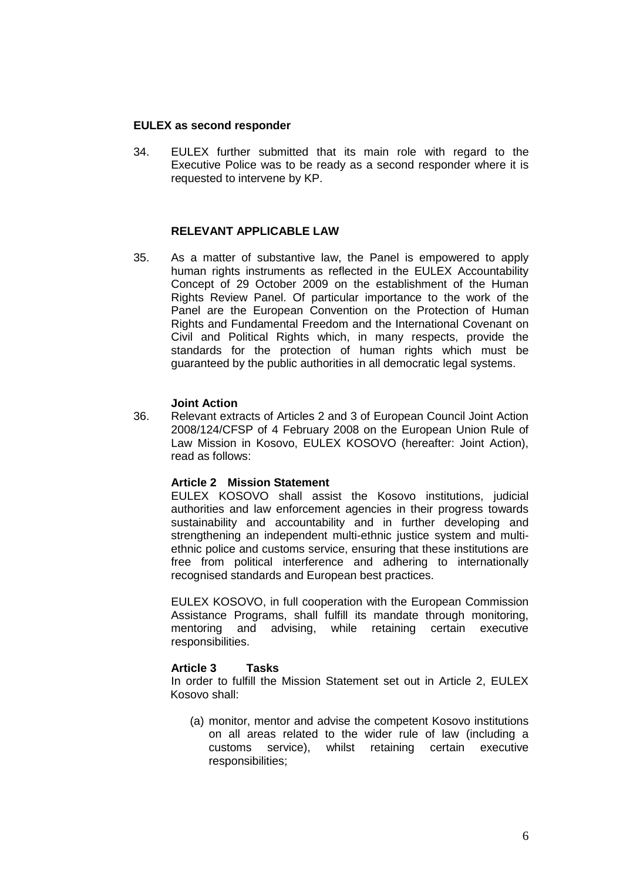**EULEX as second responder**

34. EULEX further submitted that its main role with regard to the Executive Police was to be ready as a second responder where it is requested to intervene by KP.

**RELEVANT APPLICABLE LAW**

35. As a matter of substantive law, the Panel is empowered to apply human rights instruments as reflected in the EULEX Accountability Concept of 29 October 2009 on the establishment of the Human Rights Review Panel. Of particular importance to the work of the Panel are the European Convention on the Protection of Human Rights and Fundamental Freedom and the International Covenant on Civil and Political Rights which, in many respects, provide the standards for the protection of human rights which must be guaranteed by the public authorities in all democratic legal systems.

**Joint Action**

36. Relevant extracts of Articles 2 and 3 of European Council Joint Action 2008/124/CFSP of 4 February 2008 on the European Union Rule of Law Mission in Kosovo, EULEX KOSOVO (hereafter: Joint Action), read as follows:

**Article 2 Mission Statement**

EULEX KOSOVO shall assist the Kosovo institutions, judicial authorities and law enforcement agencies in their progress towards sustainability and accountability and in further developing and strengthening an independent multi-ethnic justice system and multi-ethnic police and customs service, ensuring that these institutions are free from political interference and adhering to internationally recognised standards and European best practices.

EULEX KOSOVO, in full cooperation with the European Commission Assistance Programs, shall fulfill its mandate through monitoring, mentoring and advising, while retaining certain executive responsibilities.

**Article 3 Tasks**

In order to fulfill the Mission Statement set out in Article 2, EULEX Kosovo shall:

(a) monitor, mentor and advise the competent Kosovo institutions on all areas related to the wider rule of law (including a customs service), whilst retaining certain executive responsibilities;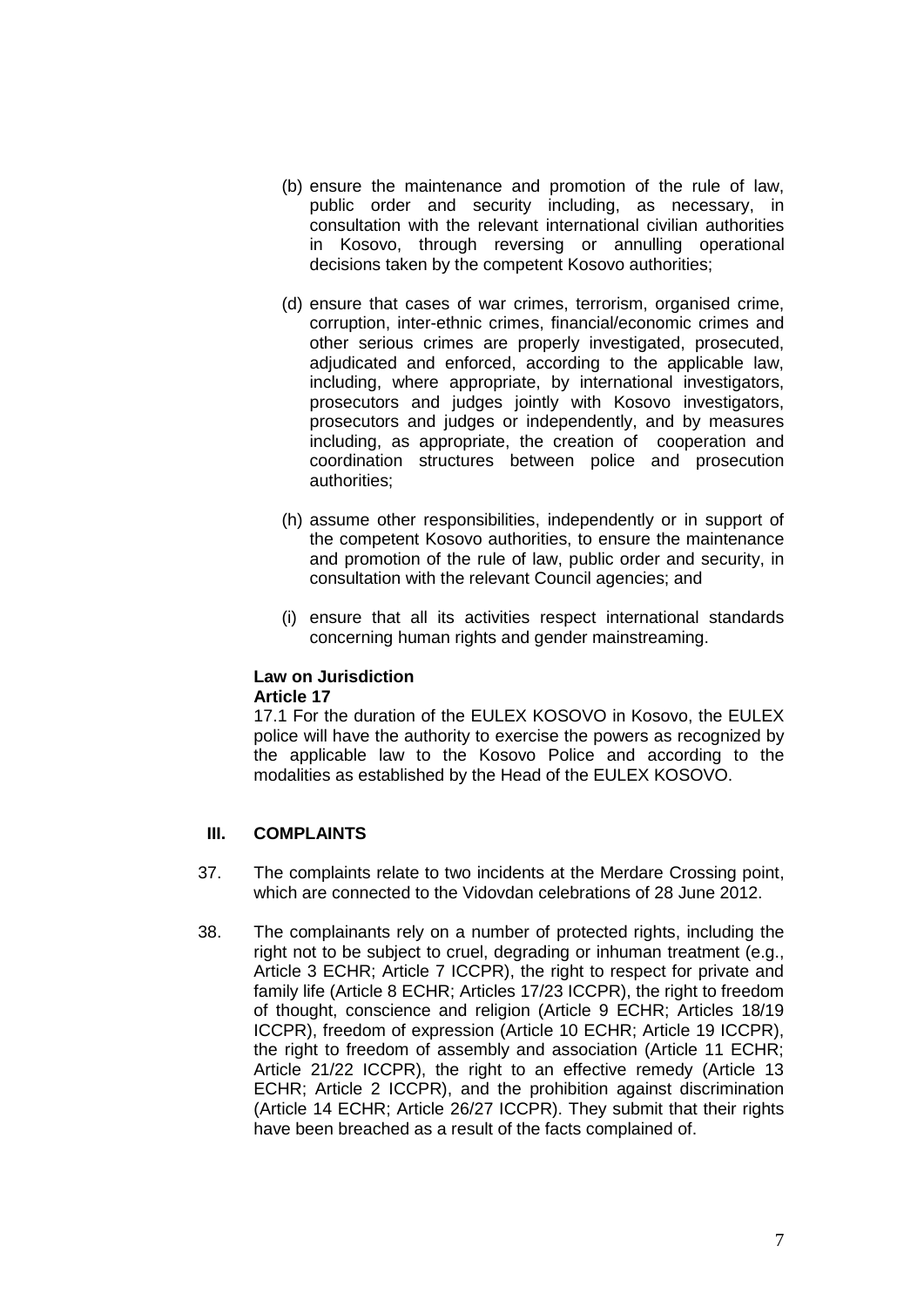(b) ensure the maintenance and promotion of the rule of law, public order and security including, as necessary, in consultation with the relevant international civilian authorities in Kosovo, through reversing or annulling operational decisions taken by the competent Kosovo authorities;

(d) ensure that cases of war crimes, terrorism, organised crime, corruption, inter-ethnic crimes, financial/economic crimes and other serious crimes are properly investigated, prosecuted, adjudicated and enforced, according to the applicable law, including, where appropriate, by international investigators, prosecutors and judges jointly with Kosovo investigators, prosecutors and judges or independently, and by measures including, as appropriate, the creation of cooperation and coordination structures between police and prosecution authorities;

(h) assume other responsibilities, independently or in support of the competent Kosovo authorities, to ensure the maintenance and promotion of the rule of law, public order and security, in consultation with the relevant Council agencies; and

(i) ensure that all its activities respect international standards concerning human rights and gender mainstreaming.

**Law on Jurisdiction**
**Article 17**

17.1 For the duration of the EULEX KOSOVO in Kosovo, the EULEX police will have the authority to exercise the powers as recognized by the applicable law to the Kosovo Police and according to the modalities as established by the Head of the EULEX KOSOVO.

## III. COMPLAINTS

37. The complaints relate to two incidents at the Merdare Crossing point, which are connected to the Vidovdan celebrations of 28 June 2012.

38. The complainants rely on a number of protected rights, including the right not to be subject to cruel, degrading or inhuman treatment (e.g., Article 3 ECHR; Article 7 ICCPR), the right to respect for private and family life (Article 8 ECHR; Articles 17/23 ICCPR), the right to freedom of thought, conscience and religion (Article 9 ECHR; Articles 18/19 ICCPR), freedom of expression (Article 10 ECHR; Article 19 ICCPR), the right to freedom of assembly and association (Article 11 ECHR; Article 21/22 ICCPR), the right to an effective remedy (Article 13 ECHR; Article 2 ICCPR), and the prohibition against discrimination (Article 14 ECHR; Article 26/27 ICCPR). They submit that their rights have been breached as a result of the facts complained of.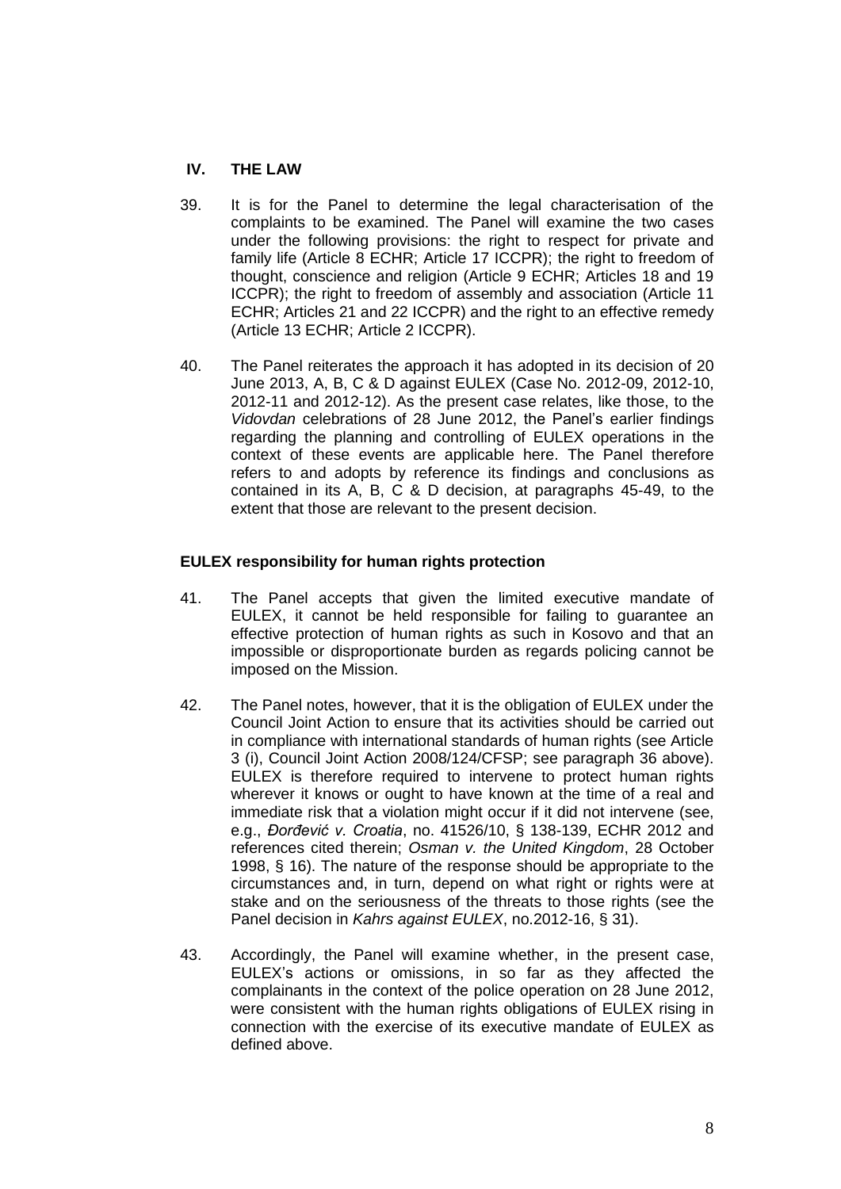## IV. THE LAW

39. It is for the Panel to determine the legal characterisation of the complaints to be examined. The Panel will examine the two cases under the following provisions: the right to respect for private and family life (Article 8 ECHR; Article 17 ICCPR); the right to freedom of thought, conscience and religion (Article 9 ECHR; Articles 18 and 19 ICCPR); the right to freedom of assembly and association (Article 11 ECHR; Articles 21 and 22 ICCPR) and the right to an effective remedy (Article 13 ECHR; Article 2 ICCPR).

40. The Panel reiterates the approach it has adopted in its decision of 20 June 2013, A, B, C & D against EULEX (Case No. 2012-09, 2012-10, 2012-11 and 2012-12). As the present case relates, like those, to the *Vidovdan* celebrations of 28 June 2012, the Panel's earlier findings regarding the planning and controlling of EULEX operations in the context of these events are applicable here. The Panel therefore refers to and adopts by reference its findings and conclusions as contained in its A, B, C & D decision, at paragraphs 45-49, to the extent that those are relevant to the present decision.

### EULEX responsibility for human rights protection

41. The Panel accepts that given the limited executive mandate of EULEX, it cannot be held responsible for failing to guarantee an effective protection of human rights as such in Kosovo and that an impossible or disproportionate burden as regards policing cannot be imposed on the Mission.

42. The Panel notes, however, that it is the obligation of EULEX under the Council Joint Action to ensure that its activities should be carried out in compliance with international standards of human rights (see Article 3 (i), Council Joint Action 2008/124/CFSP; see paragraph 36 above). EULEX is therefore required to intervene to protect human rights wherever it knows or ought to have known at the time of a real and immediate risk that a violation might occur if it did not intervene (see, e.g., *Đorđević v. Croatia*, no. 41526/10, § 138-139, ECHR 2012 and references cited therein; *Osman v. the United Kingdom*, 28 October 1998, § 16). The nature of the response should be appropriate to the circumstances and, in turn, depend on what right or rights were at stake and on the seriousness of the threats to those rights (see the Panel decision in *Kahrs against EULEX*, no.2012-16, § 31).

43. Accordingly, the Panel will examine whether, in the present case, EULEX's actions or omissions, in so far as they affected the complainants in the context of the police operation on 28 June 2012, were consistent with the human rights obligations of EULEX rising in connection with the exercise of its executive mandate of EULEX as defined above.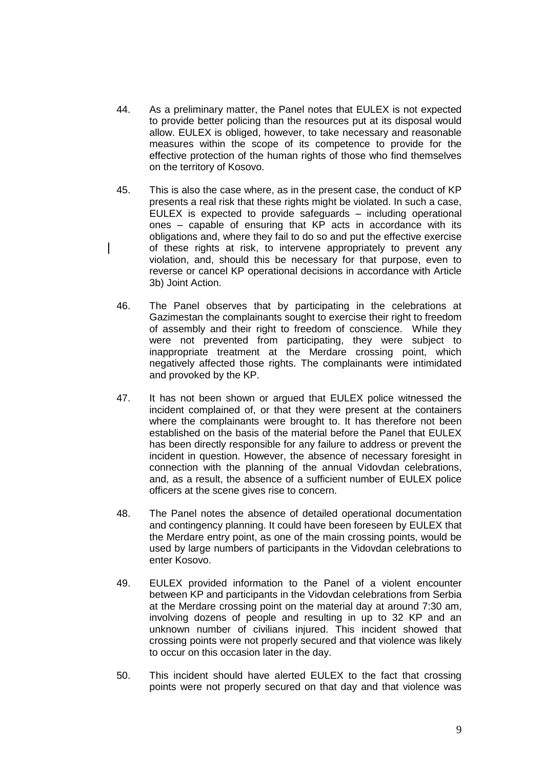44. As a preliminary matter, the Panel notes that EULEX is not expected to provide better policing than the resources put at its disposal would allow. EULEX is obliged, however, to take necessary and reasonable measures within the scope of its competence to provide for the effective protection of the human rights of those who find themselves on the territory of Kosovo.

45. This is also the case where, as in the present case, the conduct of KP presents a real risk that these rights might be violated. In such a case, EULEX is expected to provide safeguards – including operational ones – capable of ensuring that KP acts in accordance with its obligations and, where they fail to do so and put the effective exercise of these rights at risk, to intervene appropriately to prevent any violation, and, should this be necessary for that purpose, even to reverse or cancel KP operational decisions in accordance with Article 3b) Joint Action.

46. The Panel observes that by participating in the celebrations at Gazimestan the complainants sought to exercise their right to freedom of assembly and their right to freedom of conscience. While they were not prevented from participating, they were subject to inappropriate treatment at the Merdare crossing point, which negatively affected those rights. The complainants were intimidated and provoked by the KP.

47. It has not been shown or argued that EULEX police witnessed the incident complained of, or that they were present at the containers where the complainants were brought to. It has therefore not been established on the basis of the material before the Panel that EULEX has been directly responsible for any failure to address or prevent the incident in question. However, the absence of necessary foresight in connection with the planning of the annual Vidovdan celebrations, and, as a result, the absence of a sufficient number of EULEX police officers at the scene gives rise to concern.

48. The Panel notes the absence of detailed operational documentation and contingency planning. It could have been foreseen by EULEX that the Merdare entry point, as one of the main crossing points, would be used by large numbers of participants in the Vidovdan celebrations to enter Kosovo.

49. EULEX provided information to the Panel of a violent encounter between KP and participants in the Vidovdan celebrations from Serbia at the Merdare crossing point on the material day at around 7:30 am, involving dozens of people and resulting in up to 32 KP and an unknown number of civilians injured. This incident showed that crossing points were not properly secured and that violence was likely to occur on this occasion later in the day.

50. This incident should have alerted EULEX to the fact that crossing points were not properly secured on that day and that violence was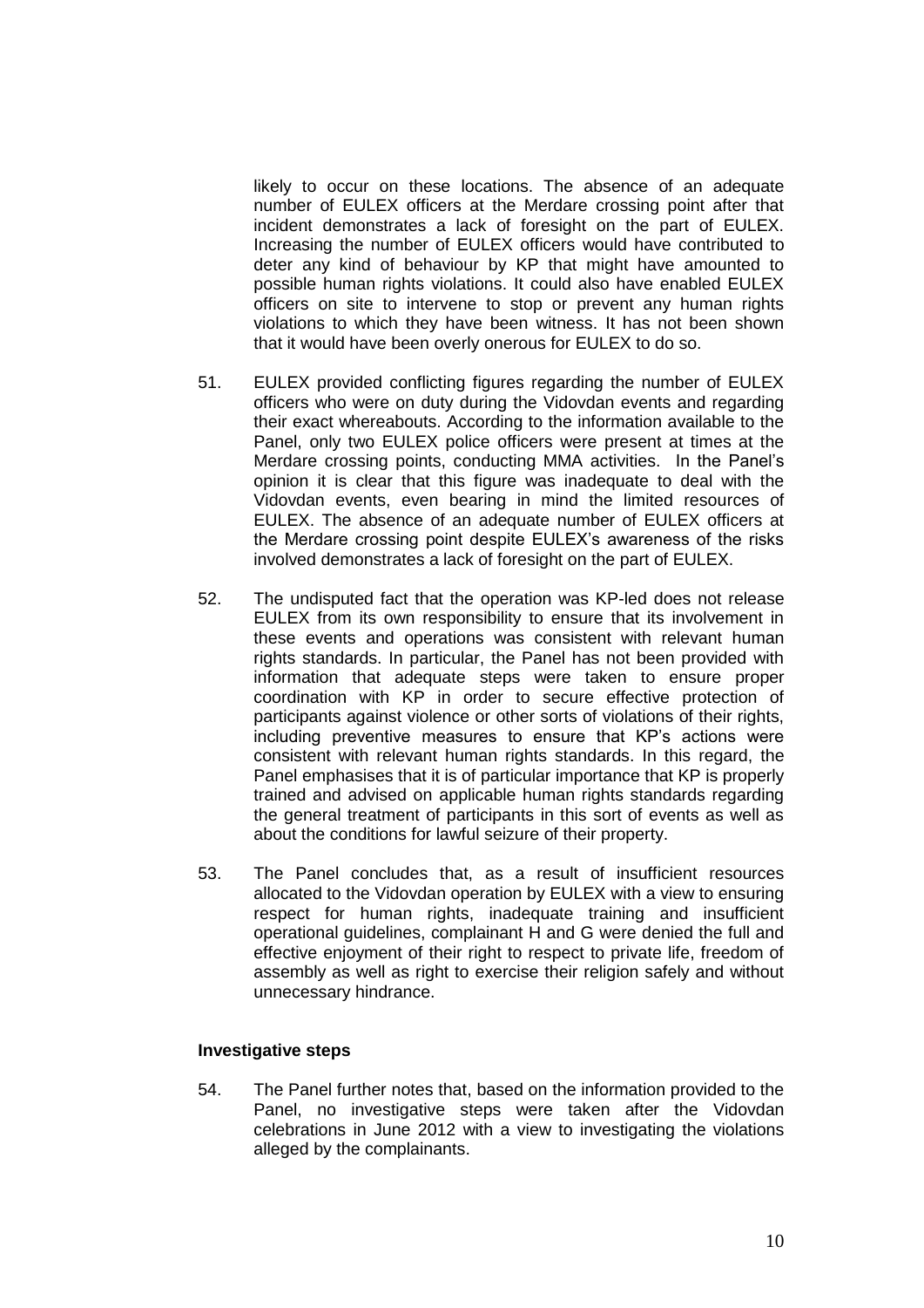likely to occur on these locations. The absence of an adequate number of EULEX officers at the Merdare crossing point after that incident demonstrates a lack of foresight on the part of EULEX. Increasing the number of EULEX officers would have contributed to deter any kind of behaviour by KP that might have amounted to possible human rights violations. It could also have enabled EULEX officers on site to intervene to stop or prevent any human rights violations to which they have been witness. It has not been shown that it would have been overly onerous for EULEX to do so.

51. EULEX provided conflicting figures regarding the number of EULEX officers who were on duty during the Vidovdan events and regarding their exact whereabouts. According to the information available to the Panel, only two EULEX police officers were present at times at the Merdare crossing points, conducting MMA activities. In the Panel's opinion it is clear that this figure was inadequate to deal with the Vidovdan events, even bearing in mind the limited resources of EULEX. The absence of an adequate number of EULEX officers at the Merdare crossing point despite EULEX's awareness of the risks involved demonstrates a lack of foresight on the part of EULEX.

52. The undisputed fact that the operation was KP-led does not release EULEX from its own responsibility to ensure that its involvement in these events and operations was consistent with relevant human rights standards. In particular, the Panel has not been provided with information that adequate steps were taken to ensure proper coordination with KP in order to secure effective protection of participants against violence or other sorts of violations of their rights, including preventive measures to ensure that KP's actions were consistent with relevant human rights standards. In this regard, the Panel emphasises that it is of particular importance that KP is properly trained and advised on applicable human rights standards regarding the general treatment of participants in this sort of events as well as about the conditions for lawful seizure of their property.

53. The Panel concludes that, as a result of insufficient resources allocated to the Vidovdan operation by EULEX with a view to ensuring respect for human rights, inadequate training and insufficient operational guidelines, complainant H and G were denied the full and effective enjoyment of their right to respect to private life, freedom of assembly as well as right to exercise their religion safely and without unnecessary hindrance.

**Investigative steps**

54. The Panel further notes that, based on the information provided to the Panel, no investigative steps were taken after the Vidovdan celebrations in June 2012 with a view to investigating the violations alleged by the complainants.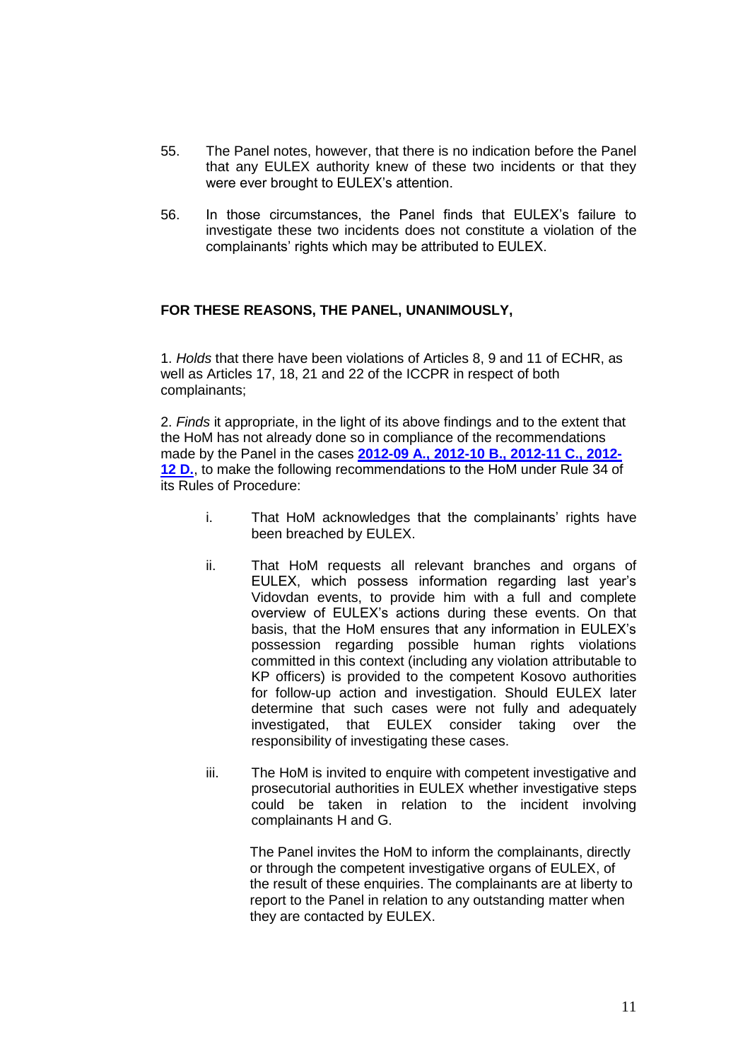55. The Panel notes, however, that there is no indication before the Panel that any EULEX authority knew of these two incidents or that they were ever brought to EULEX's attention.

56. In those circumstances, the Panel finds that EULEX's failure to investigate these two incidents does not constitute a violation of the complainants' rights which may be attributed to EULEX.

**FOR THESE REASONS, THE PANEL, UNANIMOUSLY,**

1. *Holds* that there have been violations of Articles 8, 9 and 11 of ECHR, as well as Articles 17, 18, 21 and 22 of the ICCPR in respect of both complainants;

2. *Finds* it appropriate, in the light of its above findings and to the extent that the HoM has not already done so in compliance of the recommendations made by the Panel in the cases **2012-09 A., 2012-10 B., 2012-11 C., 2012-12 D.**, to make the following recommendations to the HoM under Rule 34 of its Rules of Procedure:

   i. That HoM acknowledges that the complainants' rights have been breached by EULEX.

   ii. That HoM requests all relevant branches and organs of EULEX, which possess information regarding last year's Vidovdan events, to provide him with a full and complete overview of EULEX's actions during these events. On that basis, that the HoM ensures that any information in EULEX's possession regarding possible human rights violations committed in this context (including any violation attributable to KP officers) is provided to the competent Kosovo authorities for follow-up action and investigation. Should EULEX later determine that such cases were not fully and adequately investigated, that EULEX consider taking over the responsibility of investigating these cases.

   iii. The HoM is invited to enquire with competent investigative and prosecutorial authorities in EULEX whether investigative steps could be taken in relation to the incident involving complainants H and G.

   The Panel invites the HoM to inform the complainants, directly or through the competent investigative organs of EULEX, of the result of these enquiries. The complainants are at liberty to report to the Panel in relation to any outstanding matter when they are contacted by EULEX.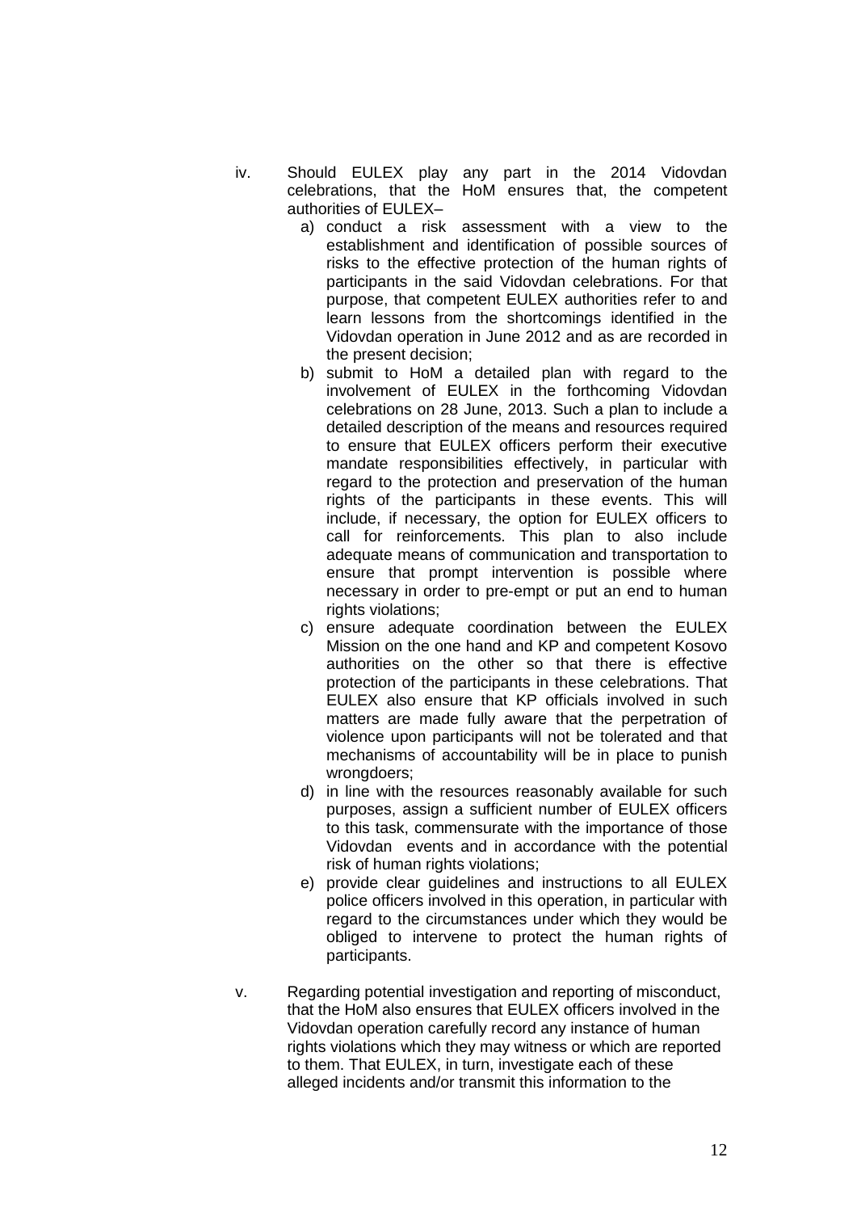iv. Should EULEX play any part in the 2014 Vidovdan celebrations, that the HoM ensures that, the competent authorities of EULEX–

   a) conduct a risk assessment with a view to the establishment and identification of possible sources of risks to the effective protection of the human rights of participants in the said Vidovdan celebrations. For that purpose, that competent EULEX authorities refer to and learn lessons from the shortcomings identified in the Vidovdan operation in June 2012 and as are recorded in the present decision;
   b) submit to HoM a detailed plan with regard to the involvement of EULEX in the forthcoming Vidovdan celebrations on 28 June, 2013. Such a plan to include a detailed description of the means and resources required to ensure that EULEX officers perform their executive mandate responsibilities effectively, in particular with regard to the protection and preservation of the human rights of the participants in these events. This will include, if necessary, the option for EULEX officers to call for reinforcements. This plan to also include adequate means of communication and transportation to ensure that prompt intervention is possible where necessary in order to pre-empt or put an end to human rights violations;
   c) ensure adequate coordination between the EULEX Mission on the one hand and KP and competent Kosovo authorities on the other so that there is effective protection of the participants in these celebrations. That EULEX also ensure that KP officials involved in such matters are made fully aware that the perpetration of violence upon participants will not be tolerated and that mechanisms of accountability will be in place to punish wrongdoers;
   d) in line with the resources reasonably available for such purposes, assign a sufficient number of EULEX officers to this task, commensurate with the importance of those Vidovdan events and in accordance with the potential risk of human rights violations;
   e) provide clear guidelines and instructions to all EULEX police officers involved in this operation, in particular with regard to the circumstances under which they would be obliged to intervene to protect the human rights of participants.

v. Regarding potential investigation and reporting of misconduct, that the HoM also ensures that EULEX officers involved in the Vidovdan operation carefully record any instance of human rights violations which they may witness or which are reported to them. That EULEX, in turn, investigate each of these alleged incidents and/or transmit this information to the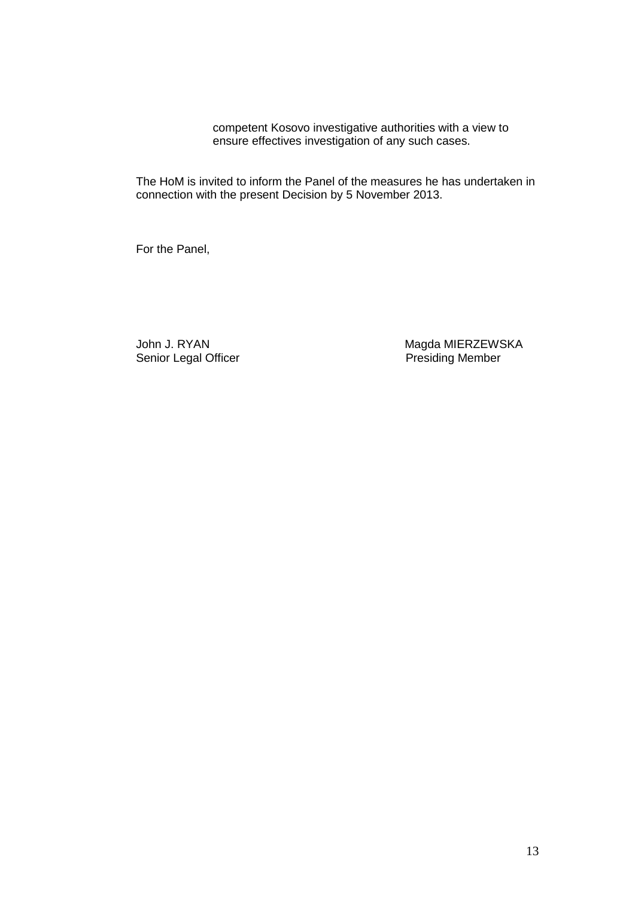competent Kosovo investigative authorities with a view to ensure effectives investigation of any such cases.

The HoM is invited to inform the Panel of the measures he has undertaken in connection with the present Decision by 5 November 2013.

For the Panel,

| | |
|---|---|
| John J. RYAN | Magda MIERZEWSKA |
| Senior Legal Officer | Presiding Member |